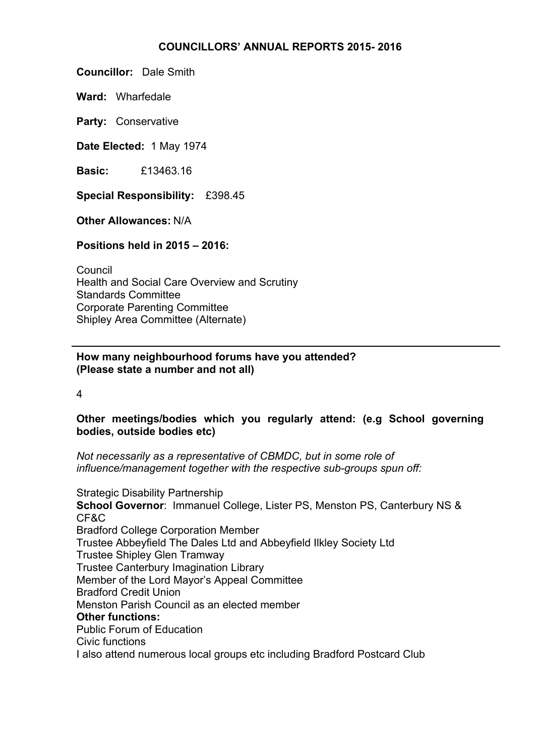# COUNCILLORS' ANNUAL REPORTS 2015- 2016

**Councillor:** Dale Smith

**Ward:** Wharfedale

**Party:** Conservative

**Date Elected:** 1 May 1974

**Basic:** £13463.16

**Special Responsibility:** £398.45

**Other Allowances:** N/A

**Positions held in 2015 – 2016:**

Council
Health and Social Care Overview and Scrutiny
Standards Committee
Corporate Parenting Committee
Shipley Area Committee (Alternate)

---

**How many neighbourhood forums have you attended? (Please state a number and not all)**

4

**Other meetings/bodies which you regularly attend: (e.g School governing bodies, outside bodies etc)**

*Not necessarily as a representative of CBMDC, but in some role of influence/management together with the respective sub-groups spun off:*

Strategic Disability Partnership
**School Governor**: Immanuel College, Lister PS, Menston PS, Canterbury NS & CF&C
Bradford College Corporation Member
Trustee Abbeyfield The Dales Ltd and Abbeyfield Ilkley Society Ltd
Trustee Shipley Glen Tramway
Trustee Canterbury Imagination Library
Member of the Lord Mayor's Appeal Committee
Bradford Credit Union
Menston Parish Council as an elected member
**Other functions:**
Public Forum of Education
Civic functions
I also attend numerous local groups etc including Bradford Postcard Club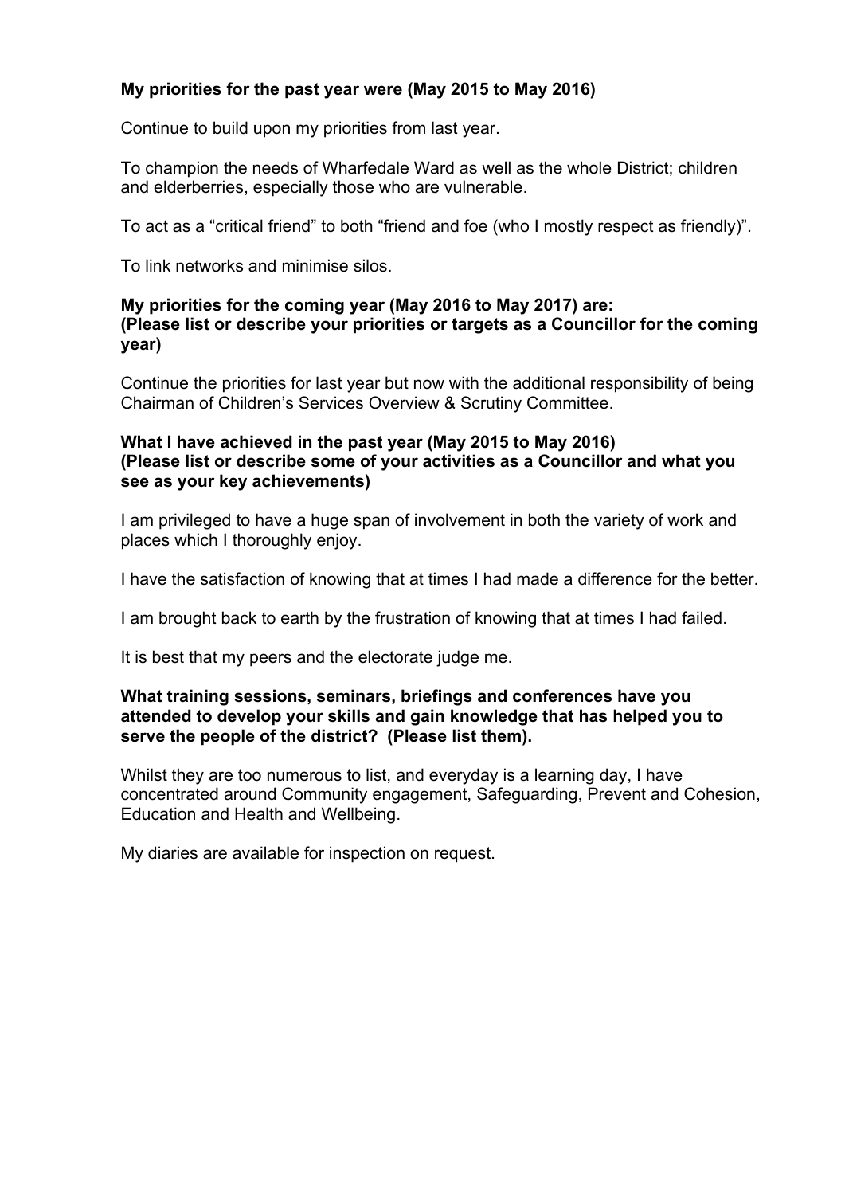**My priorities for the past year were (May 2015 to May 2016)**

Continue to build upon my priorities from last year.

To champion the needs of Wharfedale Ward as well as the whole District; children and elderberries, especially those who are vulnerable.

To act as a "critical friend" to both "friend and foe (who I mostly respect as friendly)".

To link networks and minimise silos.

**My priorities for the coming year (May 2016 to May 2017) are:**
**(Please list or describe your priorities or targets as a Councillor for the coming year)**

Continue the priorities for last year but now with the additional responsibility of being Chairman of Children's Services Overview & Scrutiny Committee.

**What I have achieved in the past year (May 2015 to May 2016)**
**(Please list or describe some of your activities as a Councillor and what you see as your key achievements)**

I am privileged to have a huge span of involvement in both the variety of work and places which I thoroughly enjoy.

I have the satisfaction of knowing that at times I had made a difference for the better.

I am brought back to earth by the frustration of knowing that at times I had failed.

It is best that my peers and the electorate judge me.

**What training sessions, seminars, briefings and conferences have you attended to develop your skills and gain knowledge that has helped you to serve the people of the district? (Please list them).**

Whilst they are too numerous to list, and everyday is a learning day, I have concentrated around Community engagement, Safeguarding, Prevent and Cohesion, Education and Health and Wellbeing.

My diaries are available for inspection on request.